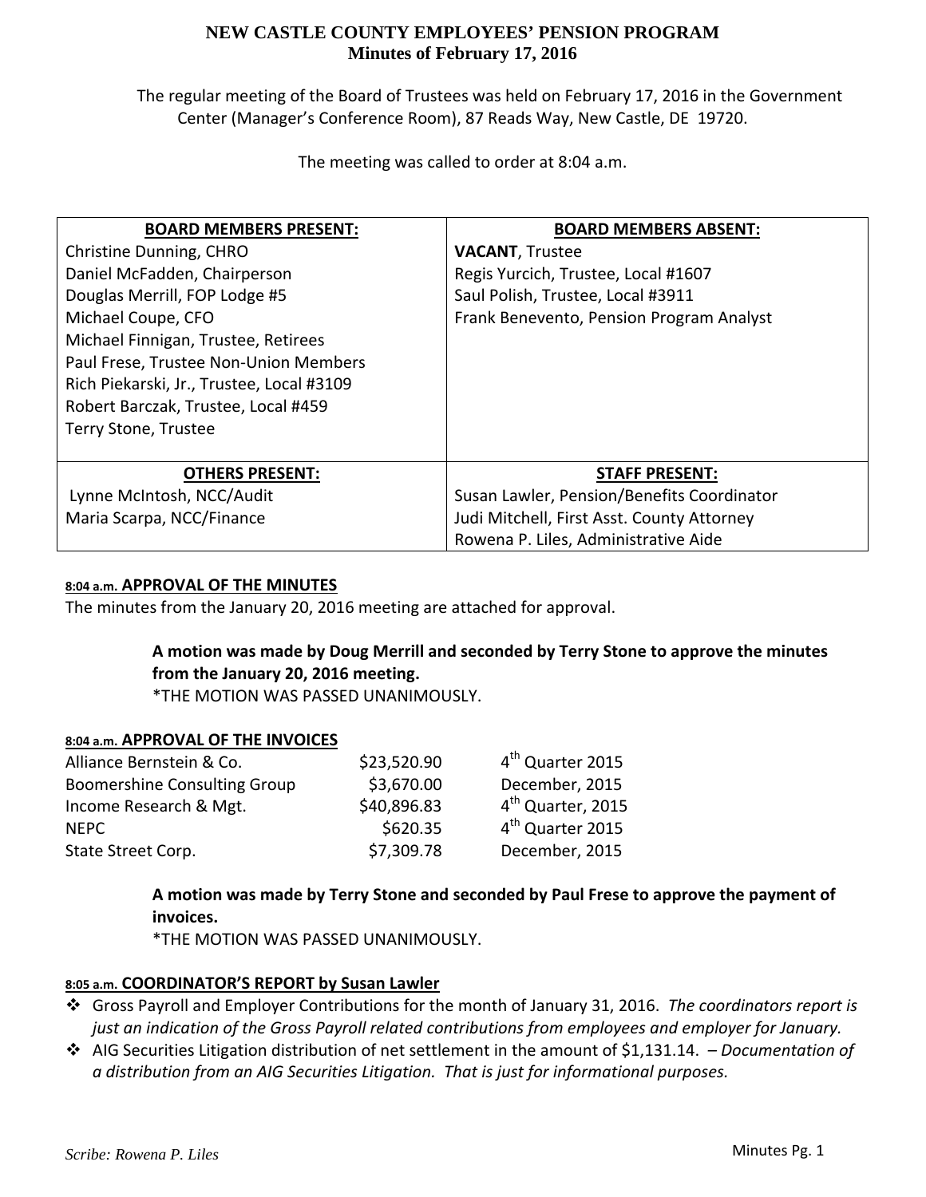# NEW CASTLE COUNTY EMPLOYEES' PENSION PROGRAM
## Minutes of February 17, 2016

The regular meeting of the Board of Trustees was held on February 17, 2016 in the Government Center (Manager's Conference Room), 87 Reads Way, New Castle, DE 19720.

The meeting was called to order at 8:04 a.m.

| BOARD MEMBERS PRESENT: | BOARD MEMBERS ABSENT: |
|---|---|
| Christine Dunning, CHRO | **VACANT**, Trustee |
| Daniel McFadden, Chairperson | Regis Yurcich, Trustee, Local #1607 |
| Douglas Merrill, FOP Lodge #5 | Saul Polish, Trustee, Local #3911 |
| Michael Coupe, CFO | Frank Benevento, Pension Program Analyst |
| Michael Finnigan, Trustee, Retirees | |
| Paul Frese, Trustee Non-Union Members | |
| Rich Piekarski, Jr., Trustee, Local #3109 | |
| Robert Barczak, Trustee, Local #459 | |
| Terry Stone, Trustee | |
| **OTHERS PRESENT:** | **STAFF PRESENT:** |
| Lynne McIntosh, NCC/Audit | Susan Lawler, Pension/Benefits Coordinator |
| Maria Scarpa, NCC/Finance | Judi Mitchell, First Asst. County Attorney |
| | Rowena P. Liles, Administrative Aide |

**8:04 a.m. APPROVAL OF THE MINUTES**

The minutes from the January 20, 2016 meeting are attached for approval.

> **A motion was made by Doug Merrill and seconded by Terry Stone to approve the minutes from the January 20, 2016 meeting.**
> *THE MOTION WAS PASSED UNANIMOUSLY.

**8:04 a.m. APPROVAL OF THE INVOICES**

| | | |
|---|---|---|
| Alliance Bernstein & Co. | \$23,520.90 | 4th Quarter 2015 |
| Boomershine Consulting Group | \$3,670.00 | December, 2015 |
| Income Research & Mgt. | \$40,896.83 | 4th Quarter, 2015 |
| NEPC | \$620.35 | 4th Quarter 2015 |
| State Street Corp. | \$7,309.78 | December, 2015 |

> **A motion was made by Terry Stone and seconded by Paul Frese to approve the payment of invoices.**
> *THE MOTION WAS PASSED UNANIMOUSLY.

**8:05 a.m. COORDINATOR'S REPORT by Susan Lawler**

- Gross Payroll and Employer Contributions for the month of January 31, 2016. *The coordinators report is just an indication of the Gross Payroll related contributions from employees and employer for January.*
- AIG Securities Litigation distribution of net settlement in the amount of \$1,131.14. – *Documentation of a distribution from an AIG Securities Litigation. That is just for informational purposes.*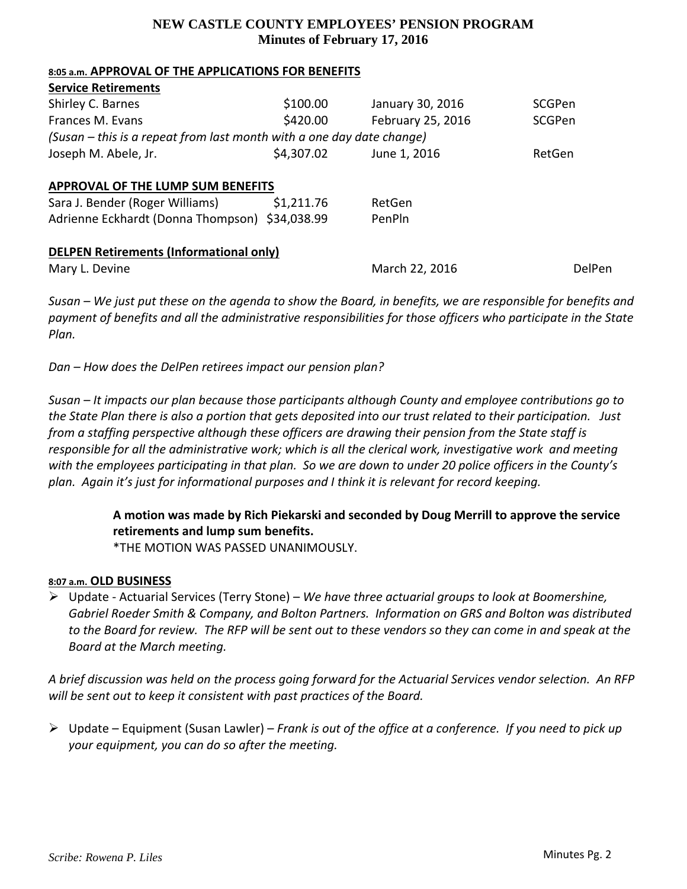# NEW CASTLE COUNTY EMPLOYEES' PENSION PROGRAM
## Minutes of February 17, 2016

8:05 a.m. **APPROVAL OF THE APPLICATIONS FOR BENEFITS**

**Service Retirements**

| | | | |
|---|---|---|---|
| Shirley C. Barnes | $100.00 | January 30, 2016 | SCGPen |
| Frances M. Evans | $420.00 | February 25, 2016 | SCGPen |
| *(Susan – this is a repeat from last month with a one day date change)* | | | |
| Joseph M. Abele, Jr. | $4,307.02 | June 1, 2016 | RetGen |

**APPROVAL OF THE LUMP SUM BENEFITS**

| | | |
|---|---|---|
| Sara J. Bender (Roger Williams) | $1,211.76 | RetGen |
| Adrienne Eckhardt (Donna Thompson) | $34,038.99 | PenPln |

**DELPEN Retirements (Informational only)**

| | | |
|---|---|---|
| Mary L. Devine | March 22, 2016 | DelPen |

*Susan – We just put these on the agenda to show the Board, in benefits, we are responsible for benefits and payment of benefits and all the administrative responsibilities for those officers who participate in the State Plan.*

*Dan – How does the DelPen retirees impact our pension plan?*

*Susan – It impacts our plan because those participants although County and employee contributions go to the State Plan there is also a portion that gets deposited into our trust related to their participation. Just from a staffing perspective although these officers are drawing their pension from the State staff is responsible for all the administrative work; which is all the clerical work, investigative work and meeting with the employees participating in that plan. So we are down to under 20 police officers in the County's plan. Again it's just for informational purposes and I think it is relevant for record keeping.*

> **A motion was made by Rich Piekarski and seconded by Doug Merrill to approve the service retirements and lump sum benefits.**
> *THE MOTION WAS PASSED UNANIMOUSLY.

8:07 a.m. **OLD BUSINESS**

- Update - Actuarial Services (Terry Stone) – *We have three actuarial groups to look at Boomershine, Gabriel Roeder Smith & Company, and Bolton Partners. Information on GRS and Bolton was distributed to the Board for review. The RFP will be sent out to these vendors so they can come in and speak at the Board at the March meeting.*

*A brief discussion was held on the process going forward for the Actuarial Services vendor selection. An RFP will be sent out to keep it consistent with past practices of the Board.*

- Update – Equipment (Susan Lawler) – *Frank is out of the office at a conference. If you need to pick up your equipment, you can do so after the meeting.*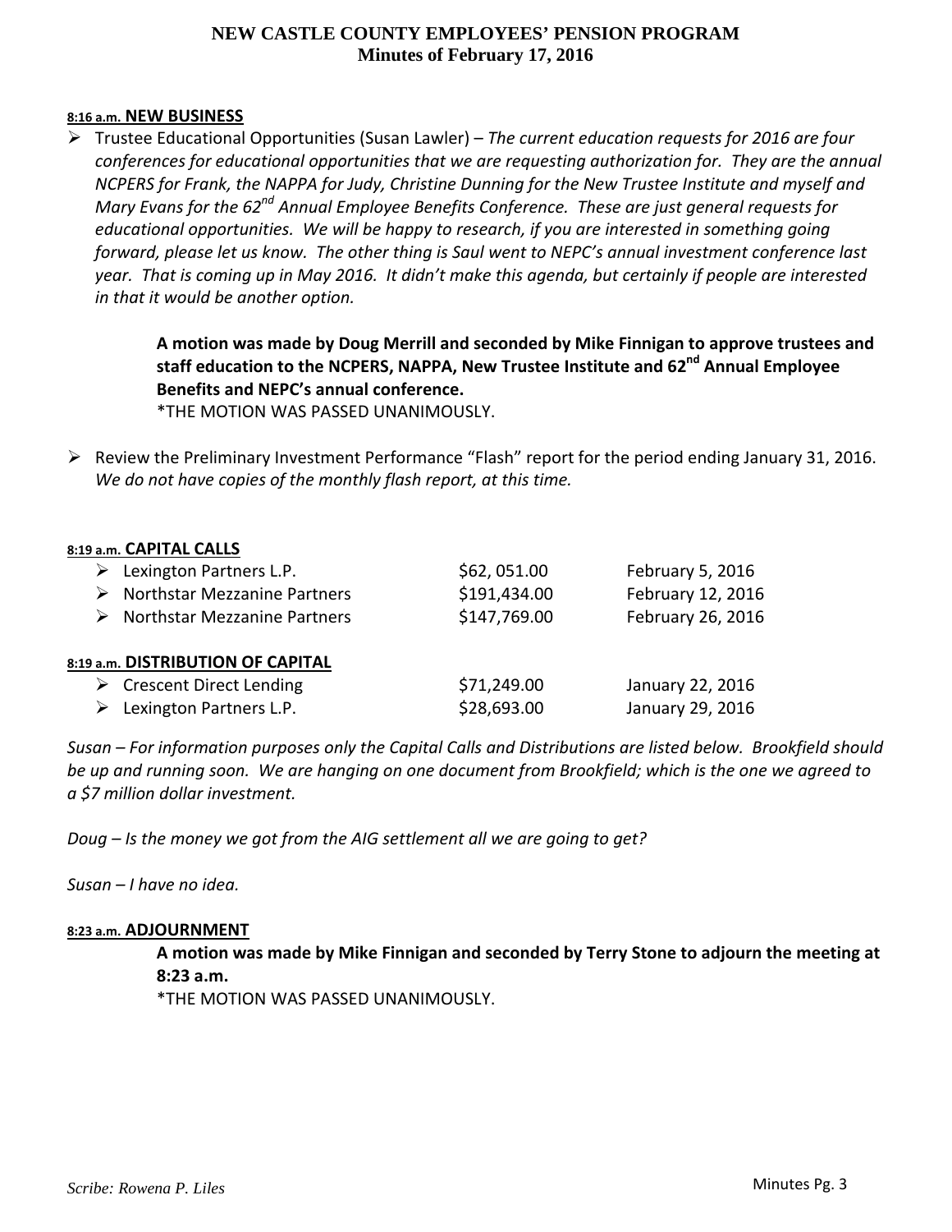**NEW CASTLE COUNTY EMPLOYEES' PENSION PROGRAM**
**Minutes of February 17, 2016**

## 8:16 a.m. NEW BUSINESS

- Trustee Educational Opportunities (Susan Lawler) – *The current education requests for 2016 are four conferences for educational opportunities that we are requesting authorization for. They are the annual NCPERS for Frank, the NAPPA for Judy, Christine Dunning for the New Trustee Institute and myself and Mary Evans for the 62nd Annual Employee Benefits Conference. These are just general requests for educational opportunities. We will be happy to research, if you are interested in something going forward, please let us know. The other thing is Saul went to NEPC's annual investment conference last year. That is coming up in May 2016. It didn't make this agenda, but certainly if people are interested in that it would be another option.*

  **A motion was made by Doug Merrill and seconded by Mike Finnigan to approve trustees and staff education to the NCPERS, NAPPA, New Trustee Institute and 62nd Annual Employee Benefits and NEPC's annual conference.**
  *THE MOTION WAS PASSED UNANIMOUSLY.

- Review the Preliminary Investment Performance "Flash" report for the period ending January 31, 2016. *We do not have copies of the monthly flash report, at this time.*

## 8:19 a.m. CAPITAL CALLS

| | | |
|---|---|---|
| Lexington Partners L.P. | $62, 051.00 | February 5, 2016 |
| Northstar Mezzanine Partners | $191,434.00 | February 12, 2016 |
| Northstar Mezzanine Partners | $147,769.00 | February 26, 2016 |

## 8:19 a.m. DISTRIBUTION OF CAPITAL

| | | |
|---|---|---|
| Crescent Direct Lending | $71,249.00 | January 22, 2016 |
| Lexington Partners L.P. | $28,693.00 | January 29, 2016 |

*Susan – For information purposes only the Capital Calls and Distributions are listed below. Brookfield should be up and running soon. We are hanging on one document from Brookfield; which is the one we agreed to a $7 million dollar investment.*

*Doug – Is the money we got from the AIG settlement all we are going to get?*

*Susan – I have no idea.*

## 8:23 a.m. ADJOURNMENT

**A motion was made by Mike Finnigan and seconded by Terry Stone to adjourn the meeting at 8:23 a.m.**
*THE MOTION WAS PASSED UNANIMOUSLY.

*Scribe: Rowena P. Liles*